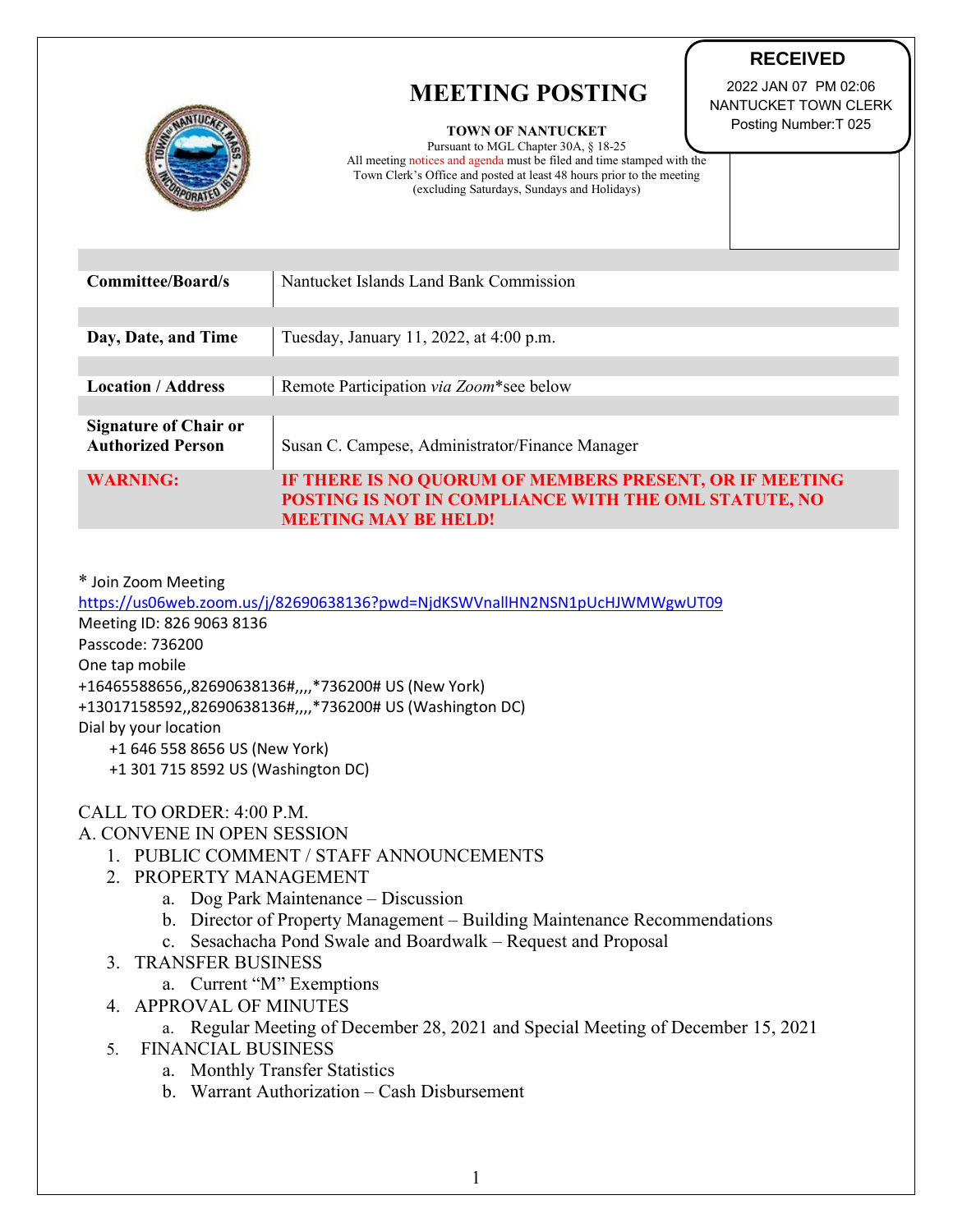**RECEIVED**

2022 JAN 07 PM 02:06
NANTUCKET TOWN CLERK
Posting Number:T 025

# MEETING POSTING

**TOWN OF NANTUCKET**
Pursuant to MGL Chapter 30A, § 18-25
All meeting notices and agenda must be filed and time stamped with the Town Clerk's Office and posted at least 48 hours prior to the meeting (excluding Saturdays, Sundays and Holidays)

| | |
|---|---|
| **Committee/Board/s** | Nantucket Islands Land Bank Commission |
| **Day, Date, and Time** | Tuesday, January 11, 2022, at 4:00 p.m. |
| **Location / Address** | Remote Participation *via Zoom*\*see below |
| **Signature of Chair or Authorized Person** | Susan C. Campese, Administrator/Finance Manager |
| **WARNING:** | **IF THERE IS NO QUORUM OF MEMBERS PRESENT, OR IF MEETING POSTING IS NOT IN COMPLIANCE WITH THE OML STATUTE, NO MEETING MAY BE HELD!** |

\* Join Zoom Meeting
https://us06web.zoom.us/j/82690638136?pwd=NjdKSWVnallHN2NSN1pUcHJWMWgwUT09
Meeting ID: 826 9063 8136
Passcode: 736200
One tap mobile
+16465588656,,82690638136#,,,,*736200# US (New York)
+13017158592,,82690638136#,,,,*736200# US (Washington DC)
Dial by your location
+1 646 558 8656 US (New York)
+1 301 715 8592 US (Washington DC)

CALL TO ORDER: 4:00 P.M.

A. CONVENE IN OPEN SESSION

1. PUBLIC COMMENT / STAFF ANNOUNCEMENTS
2. PROPERTY MANAGEMENT
   a. Dog Park Maintenance – Discussion
   b. Director of Property Management – Building Maintenance Recommendations
   c. Sesachacha Pond Swale and Boardwalk – Request and Proposal
3. TRANSFER BUSINESS
   a. Current "M" Exemptions
4. APPROVAL OF MINUTES
   a. Regular Meeting of December 28, 2021 and Special Meeting of December 15, 2021
5. FINANCIAL BUSINESS
   a. Monthly Transfer Statistics
   b. Warrant Authorization – Cash Disbursement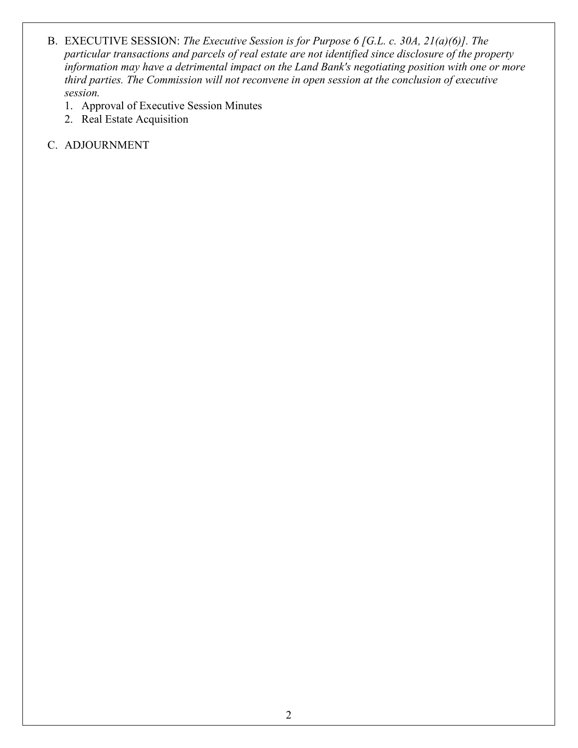B. EXECUTIVE SESSION: *The Executive Session is for Purpose 6 [G.L. c. 30A, 21(a)(6)]. The particular transactions and parcels of real estate are not identified since disclosure of the property information may have a detrimental impact on the Land Bank's negotiating position with one or more third parties. The Commission will not reconvene in open session at the conclusion of executive session.*

1. Approval of Executive Session Minutes
2. Real Estate Acquisition

C. ADJOURNMENT